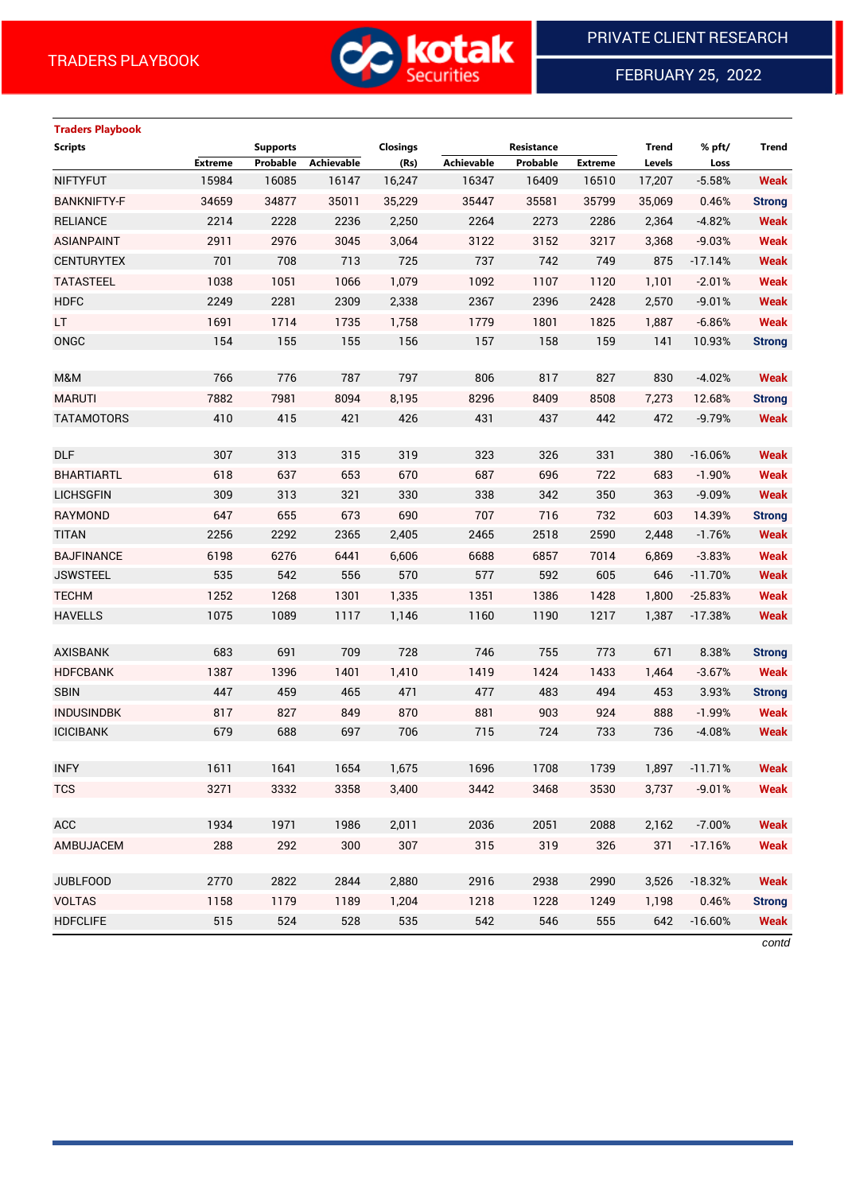TRADERS PLAYBOOK

PRIVATE CLIENT RESEARCH

FEBRUARY 25, 2022

**Traders Playbook**

| Scripts | Supports | | | Closings | Resistance | | | Trend | % pft/ | Trend |
|---|---|---|---|---|---|---|---|---|---|---|
| | Extreme | Probable | Achievable | (Rs) | Achievable | Probable | Extreme | Levels | Loss | |
| NIFTYFUT | 15984 | 16085 | 16147 | 16,247 | 16347 | 16409 | 16510 | 17,207 | -5.58% | Weak |
| BANKNIFTY-F | 34659 | 34877 | 35011 | 35,229 | 35447 | 35581 | 35799 | 35,069 | 0.46% | Strong |
| RELIANCE | 2214 | 2228 | 2236 | 2,250 | 2264 | 2273 | 2286 | 2,364 | -4.82% | Weak |
| ASIANPAINT | 2911 | 2976 | 3045 | 3,064 | 3122 | 3152 | 3217 | 3,368 | -9.03% | Weak |
| CENTURYTEX | 701 | 708 | 713 | 725 | 737 | 742 | 749 | 875 | -17.14% | Weak |
| TATASTEEL | 1038 | 1051 | 1066 | 1,079 | 1092 | 1107 | 1120 | 1,101 | -2.01% | Weak |
| HDFC | 2249 | 2281 | 2309 | 2,338 | 2367 | 2396 | 2428 | 2,570 | -9.01% | Weak |
| LT | 1691 | 1714 | 1735 | 1,758 | 1779 | 1801 | 1825 | 1,887 | -6.86% | Weak |
| ONGC | 154 | 155 | 155 | 156 | 157 | 158 | 159 | 141 | 10.93% | Strong |
| | | | | | | | | | | |
| M&M | 766 | 776 | 787 | 797 | 806 | 817 | 827 | 830 | -4.02% | Weak |
| MARUTI | 7882 | 7981 | 8094 | 8,195 | 8296 | 8409 | 8508 | 7,273 | 12.68% | Strong |
| TATAMOTORS | 410 | 415 | 421 | 426 | 431 | 437 | 442 | 472 | -9.79% | Weak |
| | | | | | | | | | | |
| DLF | 307 | 313 | 315 | 319 | 323 | 326 | 331 | 380 | -16.06% | Weak |
| BHARTIARTL | 618 | 637 | 653 | 670 | 687 | 696 | 722 | 683 | -1.90% | Weak |
| LICHSGFIN | 309 | 313 | 321 | 330 | 338 | 342 | 350 | 363 | -9.09% | Weak |
| RAYMOND | 647 | 655 | 673 | 690 | 707 | 716 | 732 | 603 | 14.39% | Strong |
| TITAN | 2256 | 2292 | 2365 | 2,405 | 2465 | 2518 | 2590 | 2,448 | -1.76% | Weak |
| BAJFINANCE | 6198 | 6276 | 6441 | 6,606 | 6688 | 6857 | 7014 | 6,869 | -3.83% | Weak |
| JSWSTEEL | 535 | 542 | 556 | 570 | 577 | 592 | 605 | 646 | -11.70% | Weak |
| TECHM | 1252 | 1268 | 1301 | 1,335 | 1351 | 1386 | 1428 | 1,800 | -25.83% | Weak |
| HAVELLS | 1075 | 1089 | 1117 | 1,146 | 1160 | 1190 | 1217 | 1,387 | -17.38% | Weak |
| | | | | | | | | | | |
| AXISBANK | 683 | 691 | 709 | 728 | 746 | 755 | 773 | 671 | 8.38% | Strong |
| HDFCBANK | 1387 | 1396 | 1401 | 1,410 | 1419 | 1424 | 1433 | 1,464 | -3.67% | Weak |
| SBIN | 447 | 459 | 465 | 471 | 477 | 483 | 494 | 453 | 3.93% | Strong |
| INDUSINDBK | 817 | 827 | 849 | 870 | 881 | 903 | 924 | 888 | -1.99% | Weak |
| ICICIBANK | 679 | 688 | 697 | 706 | 715 | 724 | 733 | 736 | -4.08% | Weak |
| | | | | | | | | | | |
| INFY | 1611 | 1641 | 1654 | 1,675 | 1696 | 1708 | 1739 | 1,897 | -11.71% | Weak |
| TCS | 3271 | 3332 | 3358 | 3,400 | 3442 | 3468 | 3530 | 3,737 | -9.01% | Weak |
| | | | | | | | | | | |
| ACC | 1934 | 1971 | 1986 | 2,011 | 2036 | 2051 | 2088 | 2,162 | -7.00% | Weak |
| AMBUJACEM | 288 | 292 | 300 | 307 | 315 | 319 | 326 | 371 | -17.16% | Weak |
| | | | | | | | | | | |
| JUBLFOOD | 2770 | 2822 | 2844 | 2,880 | 2916 | 2938 | 2990 | 3,526 | -18.32% | Weak |
| VOLTAS | 1158 | 1179 | 1189 | 1,204 | 1218 | 1228 | 1249 | 1,198 | 0.46% | Strong |
| HDFCLIFE | 515 | 524 | 528 | 535 | 542 | 546 | 555 | 642 | -16.60% | Weak |

*contd*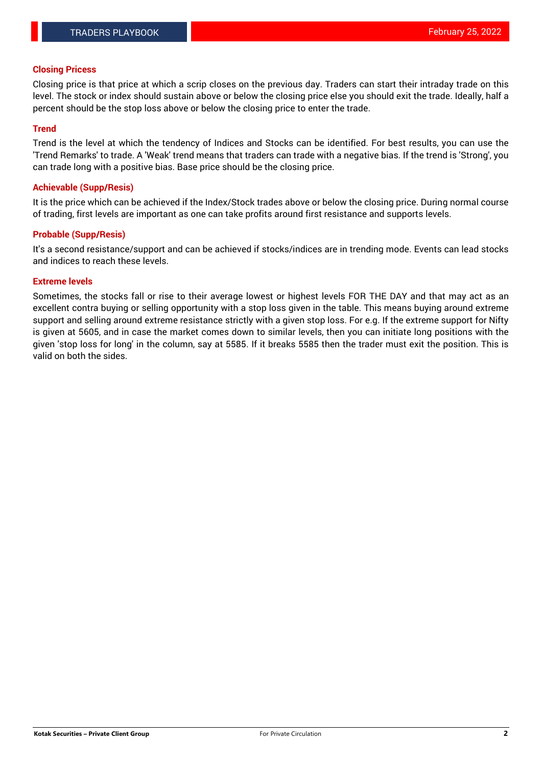## Closing Pricess

Closing price is that price at which a scrip closes on the previous day. Traders can start their intraday trade on this level. The stock or index should sustain above or below the closing price else you should exit the trade. Ideally, half a percent should be the stop loss above or below the closing price to enter the trade.

## Trend

Trend is the level at which the tendency of Indices and Stocks can be identified. For best results, you can use the 'Trend Remarks' to trade. A 'Weak' trend means that traders can trade with a negative bias. If the trend is 'Strong', you can trade long with a positive bias. Base price should be the closing price.

## Achievable (Supp/Resis)

It is the price which can be achieved if the Index/Stock trades above or below the closing price. During normal course of trading, first levels are important as one can take profits around first resistance and supports levels.

## Probable (Supp/Resis)

It's a second resistance/support and can be achieved if stocks/indices are in trending mode. Events can lead stocks and indices to reach these levels.

## Extreme levels

Sometimes, the stocks fall or rise to their average lowest or highest levels FOR THE DAY and that may act as an excellent contra buying or selling opportunity with a stop loss given in the table. This means buying around extreme support and selling around extreme resistance strictly with a given stop loss. For e.g. If the extreme support for Nifty is given at 5605, and in case the market comes down to similar levels, then you can initiate long positions with the given 'stop loss for long' in the column, say at 5585. If it breaks 5585 then the trader must exit the position. This is valid on both the sides.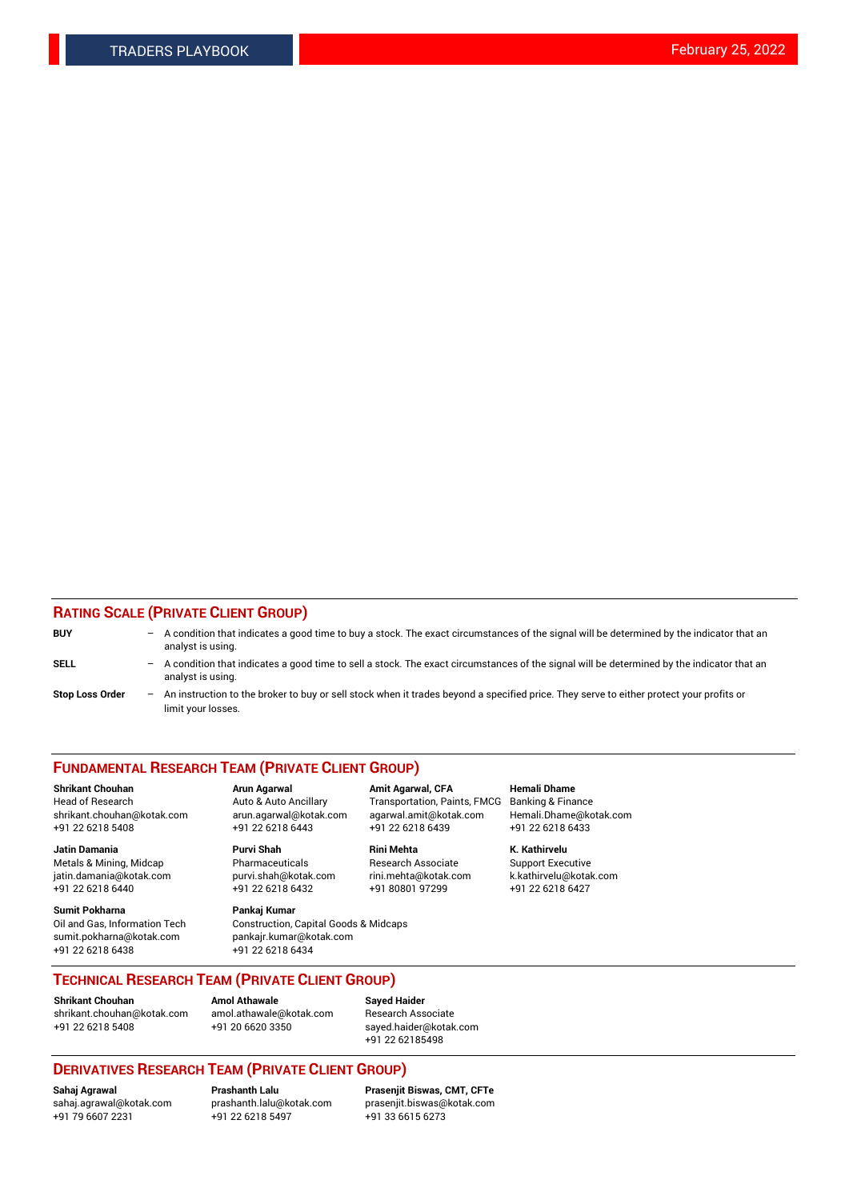## RATING SCALE (PRIVATE CLIENT GROUP)

**BUY** – A condition that indicates a good time to buy a stock. The exact circumstances of the signal will be determined by the indicator that an analyst is using.

**SELL** – A condition that indicates a good time to sell a stock. The exact circumstances of the signal will be determined by the indicator that an analyst is using.

**Stop Loss Order** – An instruction to the broker to buy or sell stock when it trades beyond a specified price. They serve to either protect your profits or limit your losses.

## FUNDAMENTAL RESEARCH TEAM (PRIVATE CLIENT GROUP)

**Shrikant Chouhan**
Head of Research
shrikant.chouhan@kotak.com
+91 22 6218 5408

**Arun Agarwal**
Auto & Auto Ancillary
arun.agarwal@kotak.com
+91 22 6218 6443

**Amit Agarwal, CFA**
Transportation, Paints, FMCG
agarwal.amit@kotak.com
+91 22 6218 6439

**Hemali Dhame**
Banking & Finance
Hemali.Dhame@kotak.com
+91 22 6218 6433

**Jatin Damania**
Metals & Mining, Midcap
jatin.damania@kotak.com
+91 22 6218 6440

**Purvi Shah**
Pharmaceuticals
purvi.shah@kotak.com
+91 22 6218 6432

**Rini Mehta**
Research Associate
rini.mehta@kotak.com
+91 80801 97299

**K. Kathirvelu**
Support Executive
k.kathirvelu@kotak.com
+91 22 6218 6427

**Sumit Pokharna**
Oil and Gas, Information Tech
sumit.pokharna@kotak.com
+91 22 6218 6438

**Pankaj Kumar**
Construction, Capital Goods & Midcaps
pankajr.kumar@kotak.com
+91 22 6218 6434

## TECHNICAL RESEARCH TEAM (PRIVATE CLIENT GROUP)

**Shrikant Chouhan**
shrikant.chouhan@kotak.com
+91 22 6218 5408

**Amol Athawale**
amol.athawale@kotak.com
+91 20 6620 3350

**Sayed Haider**
Research Associate
sayed.haider@kotak.com
+91 22 62185498

## DERIVATIVES RESEARCH TEAM (PRIVATE CLIENT GROUP)

**Sahaj Agrawal**
sahaj.agrawal@kotak.com
+91 79 6607 2231

**Prashanth Lalu**
prashanth.lalu@kotak.com
+91 22 6218 5497

**Prasenjit Biswas, CMT, CFTe**
prasenjit.biswas@kotak.com
+91 33 6615 6273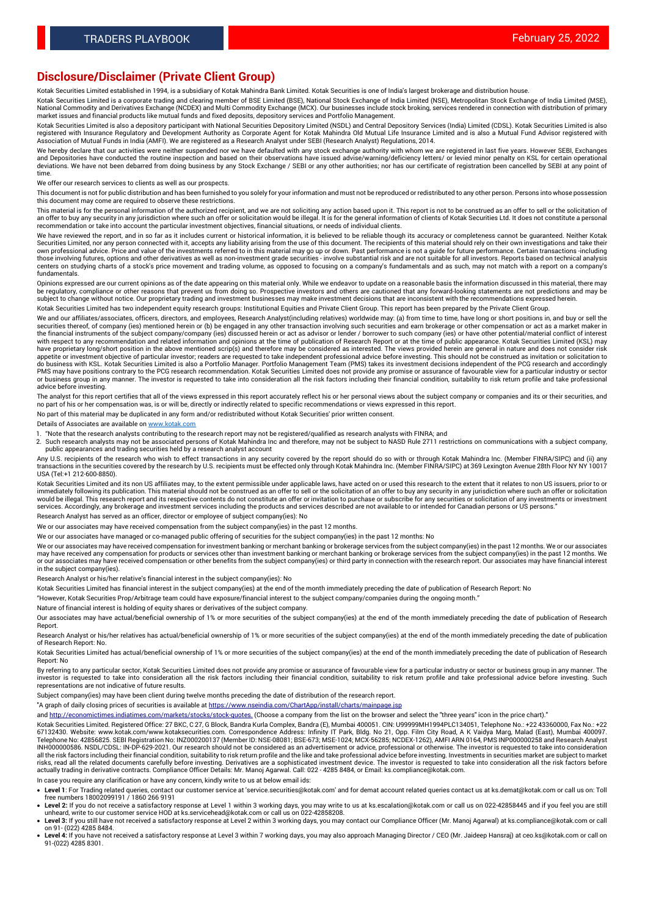## Disclosure/Disclaimer (Private Client Group)

Kotak Securities Limited established in 1994, is a subsidiary of Kotak Mahindra Bank Limited. Kotak Securities is one of India's largest brokerage and distribution house.

Kotak Securities Limited is a corporate trading and clearing member of BSE Limited (BSE), National Stock Exchange of India Limited (NSE), Metropolitan Stock Exchange of India Limited (MSE), National Commodity and Derivatives Exchange (NCDEX) and Multi Commodity Exchange (MCX). Our businesses include stock broking, services rendered in connection with distribution of primary market issues and financial products like mutual funds and fixed deposits, depository services and Portfolio Management.

Kotak Securities Limited is also a depository participant with National Securities Depository Limited (NSDL) and Central Depository Services (India) Limited (CDSL). Kotak Securities Limited is also registered with Insurance Regulatory and Development Authority as Corporate Agent for Kotak Mahindra Old Mutual Life Insurance Limited and is also a Mutual Fund Advisor registered with Association of Mutual Funds in India (AMFI). We are registered as a Research Analyst under SEBI (Research Analyst) Regulations, 2014.

We hereby declare that our activities were neither suspended nor we have defaulted with any stock exchange authority with whom we are registered in last five years. However SEBI, Exchanges and Depositories have conducted the routine inspection and based on their observations have issued advise/warning/deficiency letters/ or levied minor penalty on KSL for certain operational deviations. We have not been debarred from doing business by any Stock Exchange / SEBI or any other authorities; nor has our certificate of registration been cancelled by SEBI at any point of time.

We offer our research services to clients as well as our prospects.

This document is not for public distribution and has been furnished to you solely for your information and must not be reproduced or redistributed to any other person. Persons into whose possession this document may come are required to observe these restrictions.

This material is for the personal information of the authorized recipient, and we are not soliciting any action based upon it. This report is not to be construed as an offer to sell or the solicitation of an offer to buy any security in any jurisdiction where such an offer or solicitation would be illegal. It is for the general information of clients of Kotak Securities Ltd. It does not constitute a personal recommendation or take into account the particular investment objectives, financial situations, or needs of individual clients.

We have reviewed the report, and in so far as it includes current or historical information, it is believed to be reliable though its accuracy or completeness cannot be guaranteed. Neither Kotak Securities Limited, nor any person connected with it, accepts any liability arising from the use of this document. The recipients of this material should rely on their own investigations and take their own professional advice. Price and value of the investments referred to in this material may go up or down. Past performance is not a guide for future performance. Certain transactions -including those involving futures, options and other derivatives as well as non-investment grade securities - involve substantial risk and are not suitable for all investors. Reports based on technical analysis centers on studying charts of a stock's price movement and trading volume, as opposed to focusing on a company's fundamentals and as such, may not match with a report on a company's fundamentals.

Opinions expressed are our current opinions as of the date appearing on this material only. While we endeavor to update on a reasonable basis the information discussed in this material, there may be regulatory, compliance or other reasons that prevent us from doing so. Prospective investors and others are cautioned that any forward-looking statements are not predictions and may be subject to change without notice. Our proprietary trading and investment businesses may make investment decisions that are inconsistent with the recommendations expressed herein.

Kotak Securities Limited has two independent equity research groups: Institutional Equities and Private Client Group. This report has been prepared by the Private Client Group.

We and our affiliates/associates, officers, directors, and employees, Research Analyst(including relatives) worldwide may: (a) from time to time, have long or short positions in, and buy or sell the securities thereof, of company (ies) mentioned herein or (b) be engaged in any other transaction involving such securities and earn brokerage or other compensation or act as a market maker in the financial instruments of the subject company/company (ies) discussed herein or act as advisor or lender / borrower to such company (ies) or have other potential/material conflict of interest with respect to any recommendation and related information and opinions at the time of publication of Research Report or at the time of public appearance. Kotak Securities Limited (KSL) may have proprietary long/short position in the above mentioned scrip(s) and therefore may be considered as interested. The views provided herein are general in nature and does not consider risk appetite or investment objective of particular investor; readers are requested to take independent professional advice before investing. This should not be construed as invitation or solicitation to do business with KSL. Kotak Securities Limited is also a Portfolio Manager. Portfolio Management Team (PMS) takes its investment decisions independent of the PCG research and accordingly PMS may have positions contrary to the PCG research recommendation. Kotak Securities Limited does not provide any promise or assurance of favourable view for a particular industry or sector or business group in any manner. The investor is requested to take into consideration all the risk factors including their financial condition, suitability to risk return profile and take professional advice before investing.

The analyst for this report certifies that all of the views expressed in this report accurately reflect his or her personal views about the subject company or companies and its or their securities, and no part of his or her compensation was, is or will be, directly or indirectly related to specific recommendations or views expressed in this report.

No part of this material may be duplicated in any form and/or redistributed without Kotak Securities' prior written consent.

Details of Associates are available on www.kotak.com

1. "Note that the research analysts contributing to the research report may not be registered/qualified as research analysts with FINRA; and
2. Such research analysts may not be associated persons of Kotak Mahindra Inc and therefore, may not be subject to NASD Rule 2711 restrictions on communications with a subject company, public appearances and trading securities held by a research analyst account

Any U.S. recipients of the research who wish to effect transactions in any security covered by the report should do so with or through Kotak Mahindra Inc. (Member FINRA/SIPC) and (ii) any transactions in the securities covered by the research by U.S. recipients must be effected only through Kotak Mahindra Inc. (Member FINRA/SIPC) at 369 Lexington Avenue 28th Floor NY NY 10017 USA (Tel:+1 212-600-8850).

Kotak Securities Limited and its non US affiliates may, to the extent permissible under applicable laws, have acted on or used this research to the extent that it relates to non US issuers, prior to or immediately following its publication. This material should not be construed as an offer to sell or the solicitation of an offer to buy any security in any jurisdiction where such an offer or solicitation would be illegal. This research report and its respective contents do not constitute an offer or invitation to purchase or subscribe for any securities or solicitation of any investments or investment services. Accordingly, any brokerage and investment services including the products and services described are not available to or intended for Canadian persons or US persons."

Research Analyst has served as an officer, director or employee of subject company(ies): No

We or our associates may have received compensation from the subject company(ies) in the past 12 months.

We or our associates have managed or co-managed public offering of securities for the subject company(ies) in the past 12 months: No

We or our associates may have received compensation for investment banking or merchant banking or brokerage services from the subject company(ies) in the past 12 months. We or our associates may have received any compensation for products or services other than investment banking or merchant banking or brokerage services from the subject company(ies) in the past 12 months. We or our associates may have received compensation or other benefits from the subject company(ies) or third party in connection with the research report. Our associates may have financial interest in the subject company(ies).

Research Analyst or his/her relative's financial interest in the subject company(ies): No

Kotak Securities Limited has financial interest in the subject company(ies) at the end of the month immediately preceding the date of publication of Research Report: No

"However, Kotak Securities Prop/Arbitrage team could have exposure/financial interest to the subject company/companies during the ongoing month."

Nature of financial interest is holding of equity shares or derivatives of the subject company.

Our associates may have actual/beneficial ownership of 1% or more securities of the subject company(ies) at the end of the month immediately preceding the date of publication of Research Report.

Research Analyst or his/her relatives has actual/beneficial ownership of 1% or more securities of the subject company(ies) at the end of the month immediately preceding the date of publication of Research Report: No.

Kotak Securities Limited has actual/beneficial ownership of 1% or more securities of the subject company(ies) at the end of the month immediately preceding the date of publication of Research Report: No

By referring to any particular sector, Kotak Securities Limited does not provide any promise or assurance of favourable view for a particular industry or sector or business group in any manner. The investor is requested to take into consideration all the risk factors including their financial condition, suitability to risk return profile and take professional advice before investing. Such representations are not indicative of future results.

Subject company(ies) may have been client during twelve months preceding the date of distribution of the research report.

"A graph of daily closing prices of securities is available at https://www.nseindia.com/ChartApp/install/charts/mainpage.jsp

and http://economictimes.indiatimes.com/markets/stocks/stock-quotes. (Choose a company from the list on the browser and select the "three years" icon in the price chart)."

Kotak Securities Limited. Registered Office: 27 BKC, C 27, G Block, Bandra Kurla Complex, Bandra (E), Mumbai 400051. CIN: U99999MH1994PLC134051, Telephone No.: +22 43360000, Fax No.: +22 67132430. Website: www.kotak.com/www.kotaksecurities.com. Correspondence Address: Infinity IT Park, Bldg. No 21, Opp. Film City Road, A K Vaidya Marg, Malad (East), Mumbai 400097. Telephone No: 42856825. SEBI Registration No: INZ000200137 (Member ID: NSE-08081; BSE-673; MSE-1024; MCX-56285; NCDEX-1262), AMFI ARN 0164, PMS INP000000258 and Research Analyst INH000000586. NSDL/CDSL: IN-DP-629-2021. Our research should not be considered as an advertisement or advice, professional or otherwise. The investor is requested to take into consideration all the risk factors including their financial condition, suitability to risk return profile and the like and take professional advice before investing. Investments in securities market are subject to market risks, read all the related documents carefully before investing. Derivatives are a sophisticated investment device. The investor is requested to take into consideration all the risk factors before actually trading in derivative contracts. Compliance Officer Details: Mr. Manoj Agarwal. Call: 022 - 4285 8484, or Email: ks.compliance@kotak.com.

In case you require any clarification or have any concern, kindly write to us at below email ids:

- **Level 1**: For Trading related queries, contact our customer service at 'service.securities@kotak.com' and for demat account related queries contact us at ks.demat@kotak.com or call us on: Toll free numbers 18002099191 / 1860 266 9191
- **Level 2:** If you do not receive a satisfactory response at Level 1 within 3 working days, you may write to us at ks.escalation@kotak.com or call us on 022-42858445 and if you feel you are still unheard, write to our customer service HOD at ks.servicehead@kotak.com or call us on 022-42858208.
- **Level 3:** If you still have not received a satisfactory response at Level 2 within 3 working days, you may contact our Compliance Officer (Mr. Manoj Agarwal) at ks.compliance@kotak.com or call on 91- (022) 4285 8484.
- **Level 4:** If you have not received a satisfactory response at Level 3 within 7 working days, you may also approach Managing Director / CEO (Mr. Jaideep Hansraj) at ceo.ks@kotak.com or call on 91-(022) 4285 8301.